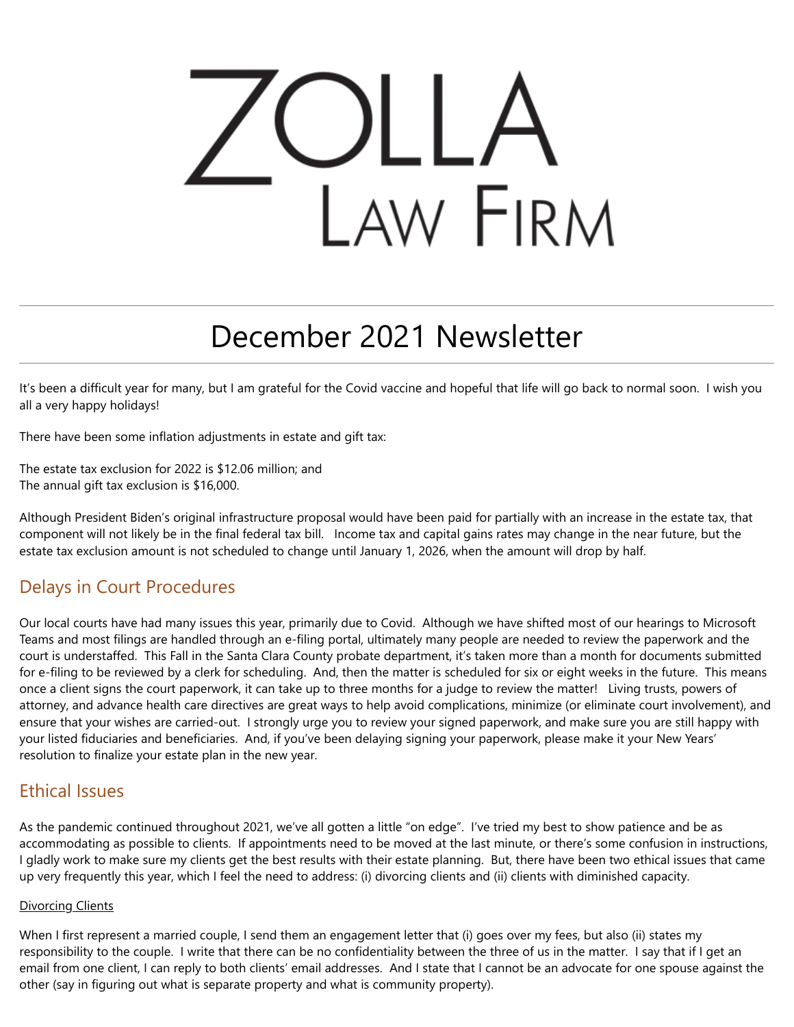# ZOLLA LAW FIRM

## December 2021 Newsletter

It's been a difficult year for many, but I am grateful for the Covid vaccine and hopeful that life will go back to normal soon. I wish you all a very happy holidays!

There have been some inflation adjustments in estate and gift tax:

The estate tax exclusion for 2022 is $12.06 million; and
The annual gift tax exclusion is $16,000.

Although President Biden's original infrastructure proposal would have been paid for partially with an increase in the estate tax, that component will not likely be in the final federal tax bill. Income tax and capital gains rates may change in the near future, but the estate tax exclusion amount is not scheduled to change until January 1, 2026, when the amount will drop by half.

### Delays in Court Procedures

Our local courts have had many issues this year, primarily due to Covid. Although we have shifted most of our hearings to Microsoft Teams and most filings are handled through an e-filing portal, ultimately many people are needed to review the paperwork and the court is understaffed. This Fall in the Santa Clara County probate department, it's taken more than a month for documents submitted for e-filing to be reviewed by a clerk for scheduling. And, then the matter is scheduled for six or eight weeks in the future. This means once a client signs the court paperwork, it can take up to three months for a judge to review the matter! Living trusts, powers of attorney, and advance health care directives are great ways to help avoid complications, minimize (or eliminate court involvement), and ensure that your wishes are carried-out. I strongly urge you to review your signed paperwork, and make sure you are still happy with your listed fiduciaries and beneficiaries. And, if you've been delaying signing your paperwork, please make it your New Years' resolution to finalize your estate plan in the new year.

### Ethical Issues

As the pandemic continued throughout 2021, we've all gotten a little "on edge". I've tried my best to show patience and be as accommodating as possible to clients. If appointments need to be moved at the last minute, or there's some confusion in instructions, I gladly work to make sure my clients get the best results with their estate planning. But, there have been two ethical issues that came up very frequently this year, which I feel the need to address: (i) divorcing clients and (ii) clients with diminished capacity.

#### Divorcing Clients

When I first represent a married couple, I send them an engagement letter that (i) goes over my fees, but also (ii) states my responsibility to the couple. I write that there can be no confidentiality between the three of us in the matter. I say that if I get an email from one client, I can reply to both clients' email addresses. And I state that I cannot be an advocate for one spouse against the other (say in figuring out what is separate property and what is community property).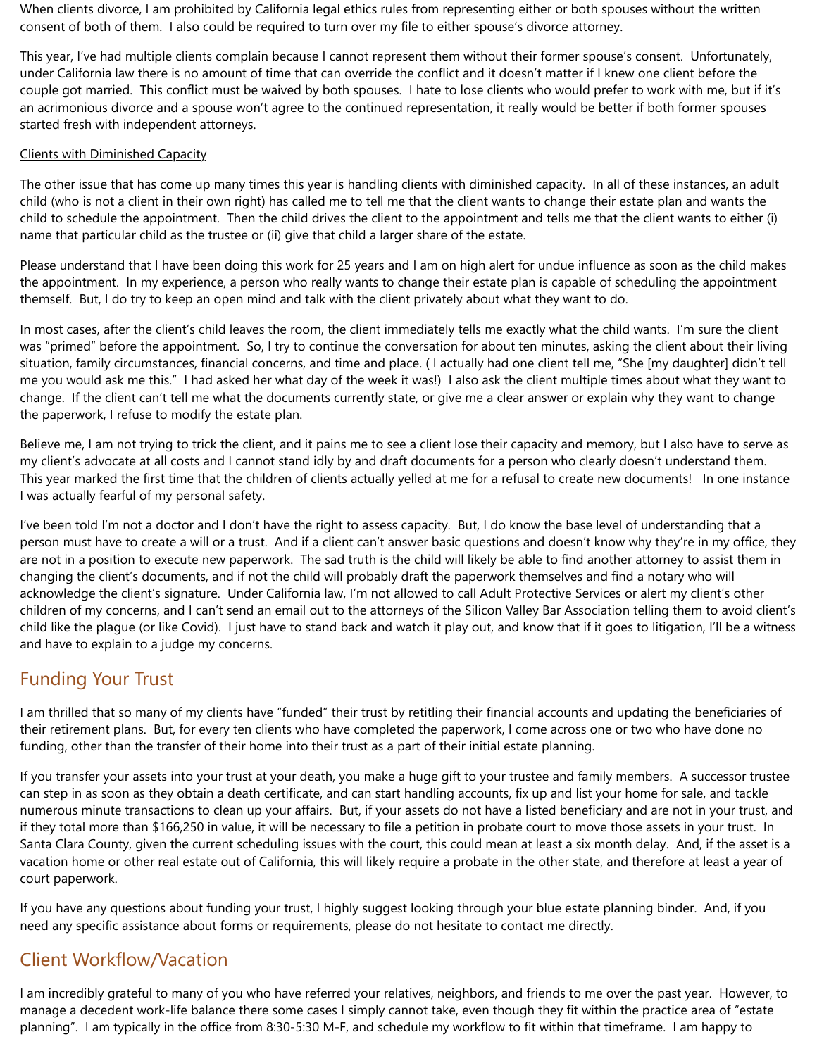When clients divorce, I am prohibited by California legal ethics rules from representing either or both spouses without the written consent of both of them. I also could be required to turn over my file to either spouse's divorce attorney.

This year, I've had multiple clients complain because I cannot represent them without their former spouse's consent. Unfortunately, under California law there is no amount of time that can override the conflict and it doesn't matter if I knew one client before the couple got married. This conflict must be waived by both spouses. I hate to lose clients who would prefer to work with me, but if it's an acrimonious divorce and a spouse won't agree to the continued representation, it really would be better if both former spouses started fresh with independent attorneys.

Clients with Diminished Capacity

The other issue that has come up many times this year is handling clients with diminished capacity. In all of these instances, an adult child (who is not a client in their own right) has called me to tell me that the client wants to change their estate plan and wants the child to schedule the appointment. Then the child drives the client to the appointment and tells me that the client wants to either (i) name that particular child as the trustee or (ii) give that child a larger share of the estate.

Please understand that I have been doing this work for 25 years and I am on high alert for undue influence as soon as the child makes the appointment. In my experience, a person who really wants to change their estate plan is capable of scheduling the appointment themself. But, I do try to keep an open mind and talk with the client privately about what they want to do.

In most cases, after the client's child leaves the room, the client immediately tells me exactly what the child wants. I'm sure the client was "primed" before the appointment. So, I try to continue the conversation for about ten minutes, asking the client about their living situation, family circumstances, financial concerns, and time and place. ( I actually had one client tell me, "She [my daughter] didn't tell me you would ask me this." I had asked her what day of the week it was!) I also ask the client multiple times about what they want to change. If the client can't tell me what the documents currently state, or give me a clear answer or explain why they want to change the paperwork, I refuse to modify the estate plan.

Believe me, I am not trying to trick the client, and it pains me to see a client lose their capacity and memory, but I also have to serve as my client's advocate at all costs and I cannot stand idly by and draft documents for a person who clearly doesn't understand them. This year marked the first time that the children of clients actually yelled at me for a refusal to create new documents! In one instance I was actually fearful of my personal safety.

I've been told I'm not a doctor and I don't have the right to assess capacity. But, I do know the base level of understanding that a person must have to create a will or a trust. And if a client can't answer basic questions and doesn't know why they're in my office, they are not in a position to execute new paperwork. The sad truth is the child will likely be able to find another attorney to assist them in changing the client's documents, and if not the child will probably draft the paperwork themselves and find a notary who will acknowledge the client's signature. Under California law, I'm not allowed to call Adult Protective Services or alert my client's other children of my concerns, and I can't send an email out to the attorneys of the Silicon Valley Bar Association telling them to avoid client's child like the plague (or like Covid). I just have to stand back and watch it play out, and know that if it goes to litigation, I'll be a witness and have to explain to a judge my concerns.

## Funding Your Trust

I am thrilled that so many of my clients have "funded" their trust by retitling their financial accounts and updating the beneficiaries of their retirement plans. But, for every ten clients who have completed the paperwork, I come across one or two who have done no funding, other than the transfer of their home into their trust as a part of their initial estate planning.

If you transfer your assets into your trust at your death, you make a huge gift to your trustee and family members. A successor trustee can step in as soon as they obtain a death certificate, and can start handling accounts, fix up and list your home for sale, and tackle numerous minute transactions to clean up your affairs. But, if your assets do not have a listed beneficiary and are not in your trust, and if they total more than $166,250 in value, it will be necessary to file a petition in probate court to move those assets in your trust. In Santa Clara County, given the current scheduling issues with the court, this could mean at least a six month delay. And, if the asset is a vacation home or other real estate out of California, this will likely require a probate in the other state, and therefore at least a year of court paperwork.

If you have any questions about funding your trust, I highly suggest looking through your blue estate planning binder. And, if you need any specific assistance about forms or requirements, please do not hesitate to contact me directly.

## Client Workflow/Vacation

I am incredibly grateful to many of you who have referred your relatives, neighbors, and friends to me over the past year. However, to manage a decedent work-life balance there some cases I simply cannot take, even though they fit within the practice area of "estate planning". I am typically in the office from 8:30-5:30 M-F, and schedule my workflow to fit within that timeframe. I am happy to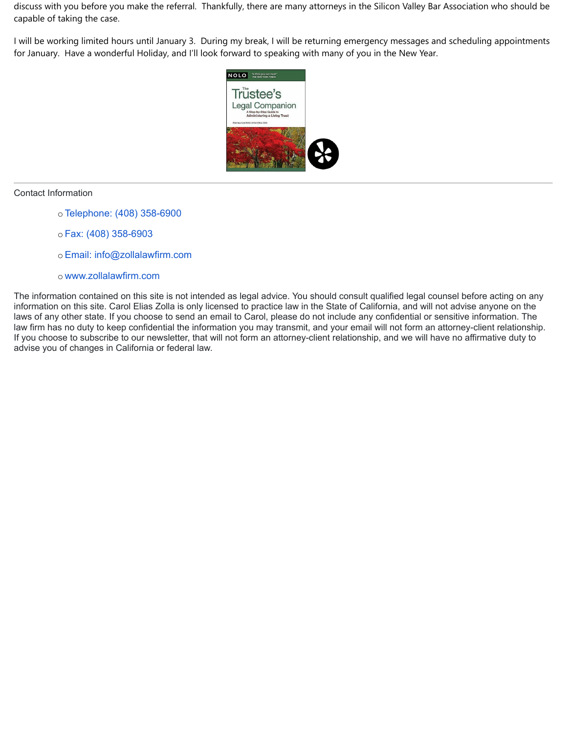discuss with you before you make the referral. Thankfully, there are many attorneys in the Silicon Valley Bar Association who should be capable of taking the case.

I will be working limited hours until January 3. During my break, I will be returning emergency messages and scheduling appointments for January. Have a wonderful Holiday, and I'll look forward to speaking with many of you in the New Year.

---

Contact Information

- Telephone: (408) 358-6900
- Fax: (408) 358-6903
- Email: info@zollalawfirm.com
- www.zollalawfirm.com

The information contained on this site is not intended as legal advice. You should consult qualified legal counsel before acting on any information on this site. Carol Elias Zolla is only licensed to practice law in the State of California, and will not advise anyone on the laws of any other state. If you choose to send an email to Carol, please do not include any confidential or sensitive information. The law firm has no duty to keep confidential the information you may transmit, and your email will not form an attorney-client relationship. If you choose to subscribe to our newsletter, that will not form an attorney-client relationship, and we will have no affirmative duty to advise you of changes in California or federal law.